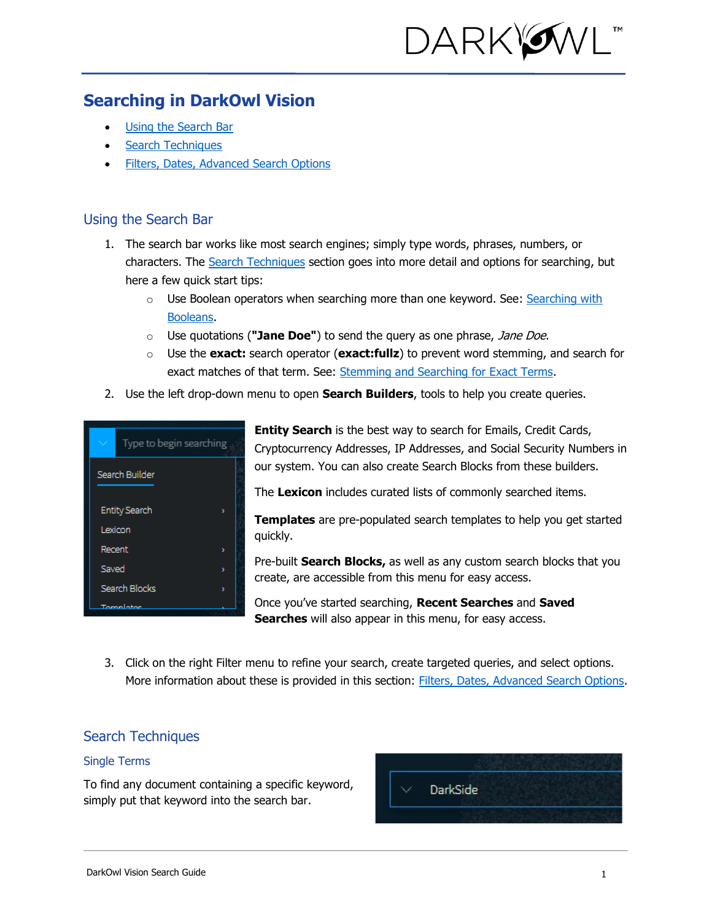# Searching in DarkOwl Vision

- Using the Search Bar
- Search Techniques
- Filters, Dates, Advanced Search Options

## Using the Search Bar

1. The search bar works like most search engines; simply type words, phrases, numbers, or characters. The Search Techniques section goes into more detail and options for searching, but here a few quick start tips:
   - Use Boolean operators when searching more than one keyword. See: Searching with Booleans.
   - Use quotations (**"Jane Doe"**) to send the query as one phrase, *Jane Doe*.
   - Use the **exact:** search operator (**exact:fullz**) to prevent word stemming, and search for exact matches of that term. See: Stemming and Searching for Exact Terms.
2. Use the left drop-down menu to open **Search Builders**, tools to help you create queries.

   **Entity Search** is the best way to search for Emails, Credit Cards, Cryptocurrency Addresses, IP Addresses, and Social Security Numbers in our system. You can also create Search Blocks from these builders.

   The **Lexicon** includes curated lists of commonly searched items.

   **Templates** are pre-populated search templates to help you get started quickly.

   Pre-built **Search Blocks,** as well as any custom search blocks that you create, are accessible from this menu for easy access.

   Once you've started searching, **Recent Searches** and **Saved Searches** will also appear in this menu, for easy access.

3. Click on the right Filter menu to refine your search, create targeted queries, and select options. More information about these is provided in this section: Filters, Dates, Advanced Search Options.

## Search Techniques

### Single Terms

To find any document containing a specific keyword, simply put that keyword into the search bar.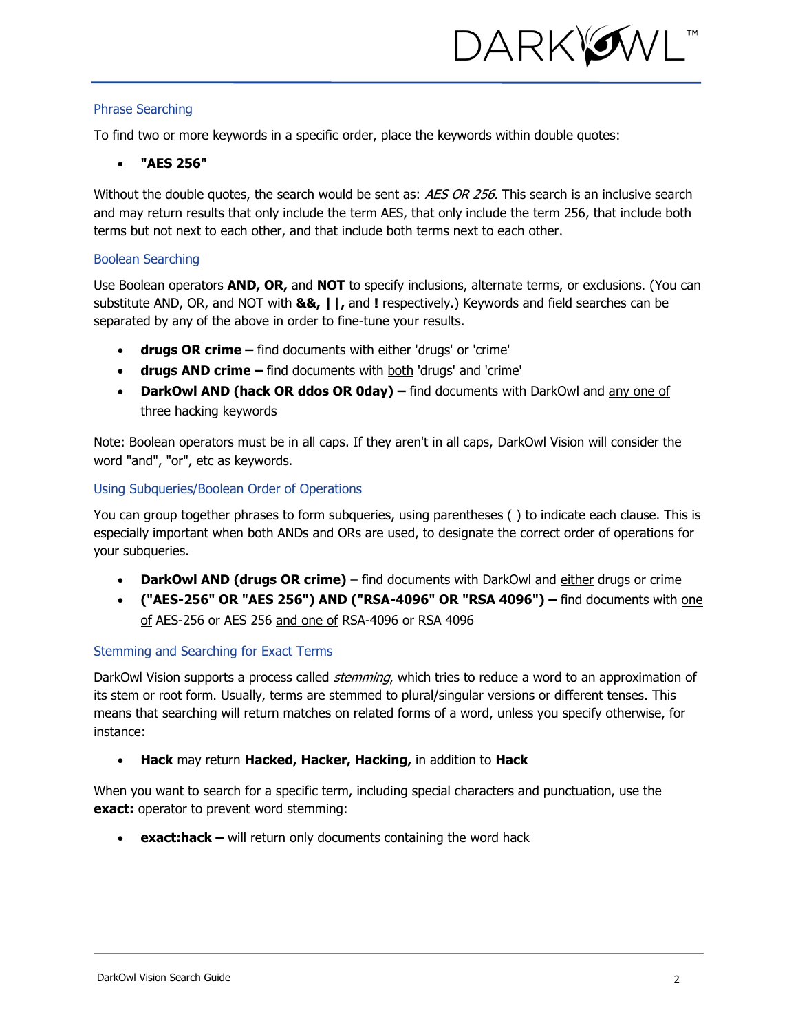## Phrase Searching

To find two or more keywords in a specific order, place the keywords within double quotes:

- **"AES 256"**

Without the double quotes, the search would be sent as: *AES OR 256.* This search is an inclusive search and may return results that only include the term AES, that only include the term 256, that include both terms but not next to each other, and that include both terms next to each other.

## Boolean Searching

Use Boolean operators **AND, OR,** and **NOT** to specify inclusions, alternate terms, or exclusions. (You can substitute AND, OR, and NOT with **&&, ||,** and **!** respectively.) Keywords and field searches can be separated by any of the above in order to fine-tune your results.

- **drugs OR crime –** find documents with either 'drugs' or 'crime'
- **drugs AND crime –** find documents with both 'drugs' and 'crime'
- **DarkOwl AND (hack OR ddos OR 0day) –** find documents with DarkOwl and any one of three hacking keywords

Note: Boolean operators must be in all caps. If they aren't in all caps, DarkOwl Vision will consider the word "and", "or", etc as keywords.

## Using Subqueries/Boolean Order of Operations

You can group together phrases to form subqueries, using parentheses ( ) to indicate each clause. This is especially important when both ANDs and ORs are used, to designate the correct order of operations for your subqueries.

- **DarkOwl AND (drugs OR crime)** – find documents with DarkOwl and either drugs or crime
- **("AES-256" OR "AES 256") AND ("RSA-4096" OR "RSA 4096") –** find documents with one of AES-256 or AES 256 and one of RSA-4096 or RSA 4096

## Stemming and Searching for Exact Terms

DarkOwl Vision supports a process called *stemming*, which tries to reduce a word to an approximation of its stem or root form. Usually, terms are stemmed to plural/singular versions or different tenses. This means that searching will return matches on related forms of a word, unless you specify otherwise, for instance:

- **Hack** may return **Hacked, Hacker, Hacking,** in addition to **Hack**

When you want to search for a specific term, including special characters and punctuation, use the **exact:** operator to prevent word stemming:

- **exact:hack –** will return only documents containing the word hack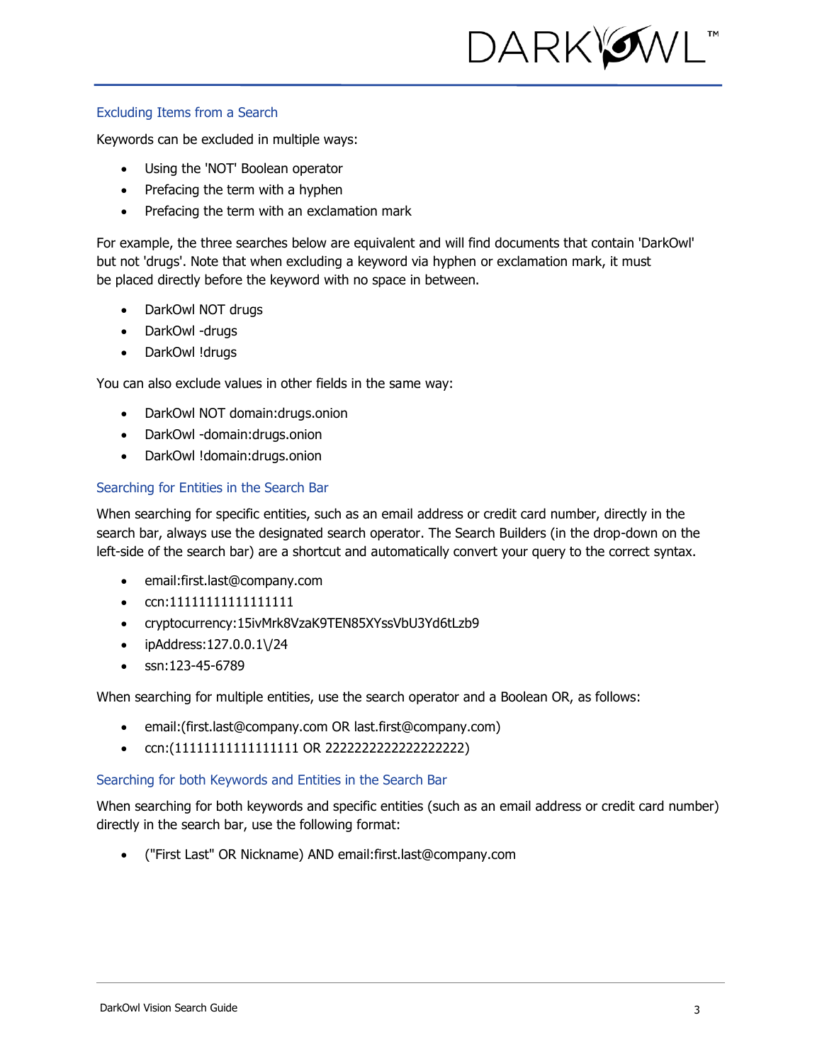## Excluding Items from a Search

Keywords can be excluded in multiple ways:

- Using the 'NOT' Boolean operator
- Prefacing the term with a hyphen
- Prefacing the term with an exclamation mark

For example, the three searches below are equivalent and will find documents that contain 'DarkOwl' but not 'drugs'. Note that when excluding a keyword via hyphen or exclamation mark, it must be placed directly before the keyword with no space in between.

- DarkOwl NOT drugs
- DarkOwl -drugs
- DarkOwl !drugs

You can also exclude values in other fields in the same way:

- DarkOwl NOT domain:drugs.onion
- DarkOwl -domain:drugs.onion
- DarkOwl !domain:drugs.onion

## Searching for Entities in the Search Bar

When searching for specific entities, such as an email address or credit card number, directly in the search bar, always use the designated search operator. The Search Builders (in the drop-down on the left-side of the search bar) are a shortcut and automatically convert your query to the correct syntax.

- email:first.last@company.com
- ccn:1111111111111111
- cryptocurrency:15ivMrk8VzaK9TEN85XYssVbU3Yd6tLzb9
- ipAddress:127.0.0.1\/24
- ssn:123-45-6789

When searching for multiple entities, use the search operator and a Boolean OR, as follows:

- email:(first.last@company.com OR last.first@company.com)
- ccn:(1111111111111111 OR 2222222222222222)

## Searching for both Keywords and Entities in the Search Bar

When searching for both keywords and specific entities (such as an email address or credit card number) directly in the search bar, use the following format:

- ("First Last" OR Nickname) AND email:first.last@company.com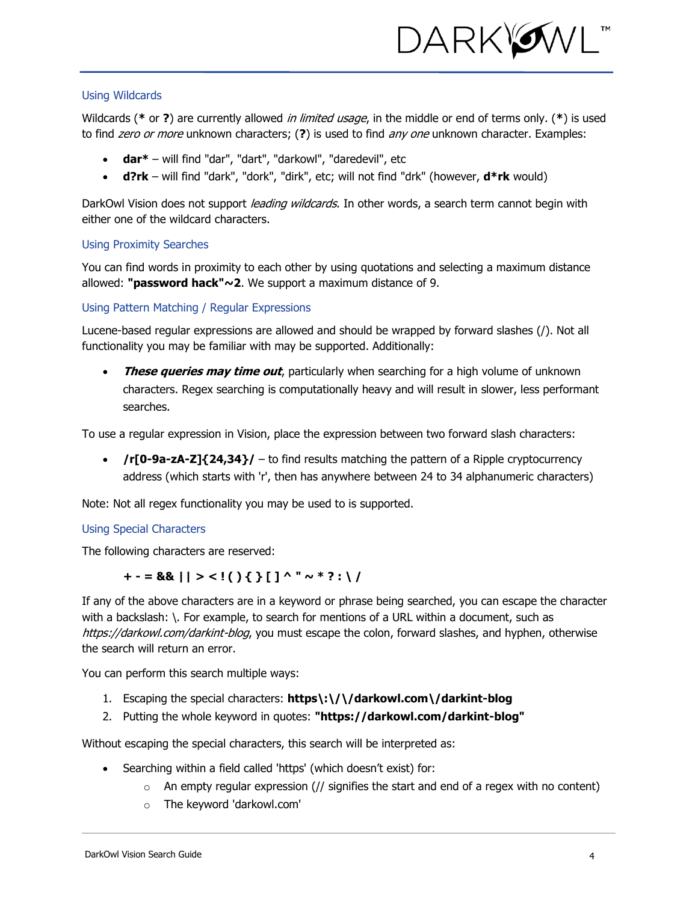## Using Wildcards

Wildcards (**\*** or **?**) are currently allowed *in limited usage*, in the middle or end of terms only. (**\***) is used to find *zero or more* unknown characters; (**?**) is used to find *any one* unknown character. Examples:

- **dar\*** – will find "dar", "dart", "darkowl", "daredevil", etc
- **d?rk** – will find "dark", "dork", "dirk", etc; will not find "drk" (however, **d\*rk** would)

DarkOwl Vision does not support *leading wildcards*. In other words, a search term cannot begin with either one of the wildcard characters.

## Using Proximity Searches

You can find words in proximity to each other by using quotations and selecting a maximum distance allowed: **"password hack"~2**. We support a maximum distance of 9.

## Using Pattern Matching / Regular Expressions

Lucene-based regular expressions are allowed and should be wrapped by forward slashes (/). Not all functionality you may be familiar with may be supported. Additionally:

- ***These queries may time out***, particularly when searching for a high volume of unknown characters. Regex searching is computationally heavy and will result in slower, less performant searches.

To use a regular expression in Vision, place the expression between two forward slash characters:

- **/r[0-9a-zA-Z]{24,34}/** – to find results matching the pattern of a Ripple cryptocurrency address (which starts with 'r', then has anywhere between 24 to 34 alphanumeric characters)

Note: Not all regex functionality you may be used to is supported.

## Using Special Characters

The following characters are reserved:

**+ - = && || > < ! ( ) { } [ ] ^ " ~ * ? : \ /**

If any of the above characters are in a keyword or phrase being searched, you can escape the character with a backslash: \. For example, to search for mentions of a URL within a document, such as *https://darkowl.com/darkint-blog*, you must escape the colon, forward slashes, and hyphen, otherwise the search will return an error.

You can perform this search multiple ways:

1. Escaping the special characters: **https\:\/\/darkowl.com\/darkint-blog**
2. Putting the whole keyword in quotes: **"https://darkowl.com/darkint-blog"**

Without escaping the special characters, this search will be interpreted as:

- Searching within a field called 'https' (which doesn't exist) for:
  - An empty regular expression (// signifies the start and end of a regex with no content)
  - The keyword 'darkowl.com'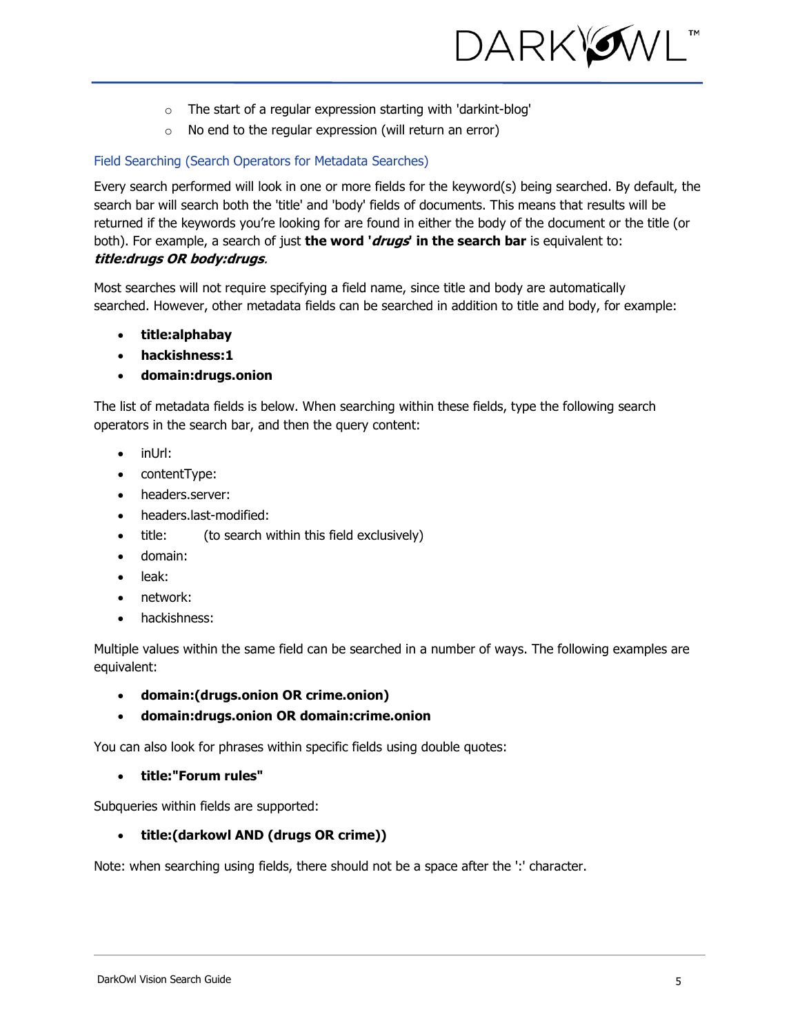- The start of a regular expression starting with 'darkint-blog'
  - No end to the regular expression (will return an error)

### Field Searching (Search Operators for Metadata Searches)

Every search performed will look in one or more fields for the keyword(s) being searched. By default, the search bar will search both the 'title' and 'body' fields of documents. This means that results will be returned if the keywords you're looking for are found in either the body of the document or the title (or both). For example, a search of just **the word '*drugs*' in the search bar** is equivalent to: ***title:drugs OR body:drugs***.

Most searches will not require specifying a field name, since title and body are automatically searched. However, other metadata fields can be searched in addition to title and body, for example:

- **title:alphabay**
- **hackishness:1**
- **domain:drugs.onion**

The list of metadata fields is below. When searching within these fields, type the following search operators in the search bar, and then the query content:

- inUrl:
- contentType:
- headers.server:
- headers.last-modified:
- title: (to search within this field exclusively)
- domain:
- leak:
- network:
- hackishness:

Multiple values within the same field can be searched in a number of ways. The following examples are equivalent:

- **domain:(drugs.onion OR crime.onion)**
- **domain:drugs.onion OR domain:crime.onion**

You can also look for phrases within specific fields using double quotes:

- **title:"Forum rules"**

Subqueries within fields are supported:

- **title:(darkowl AND (drugs OR crime))**

Note: when searching using fields, there should not be a space after the ':' character.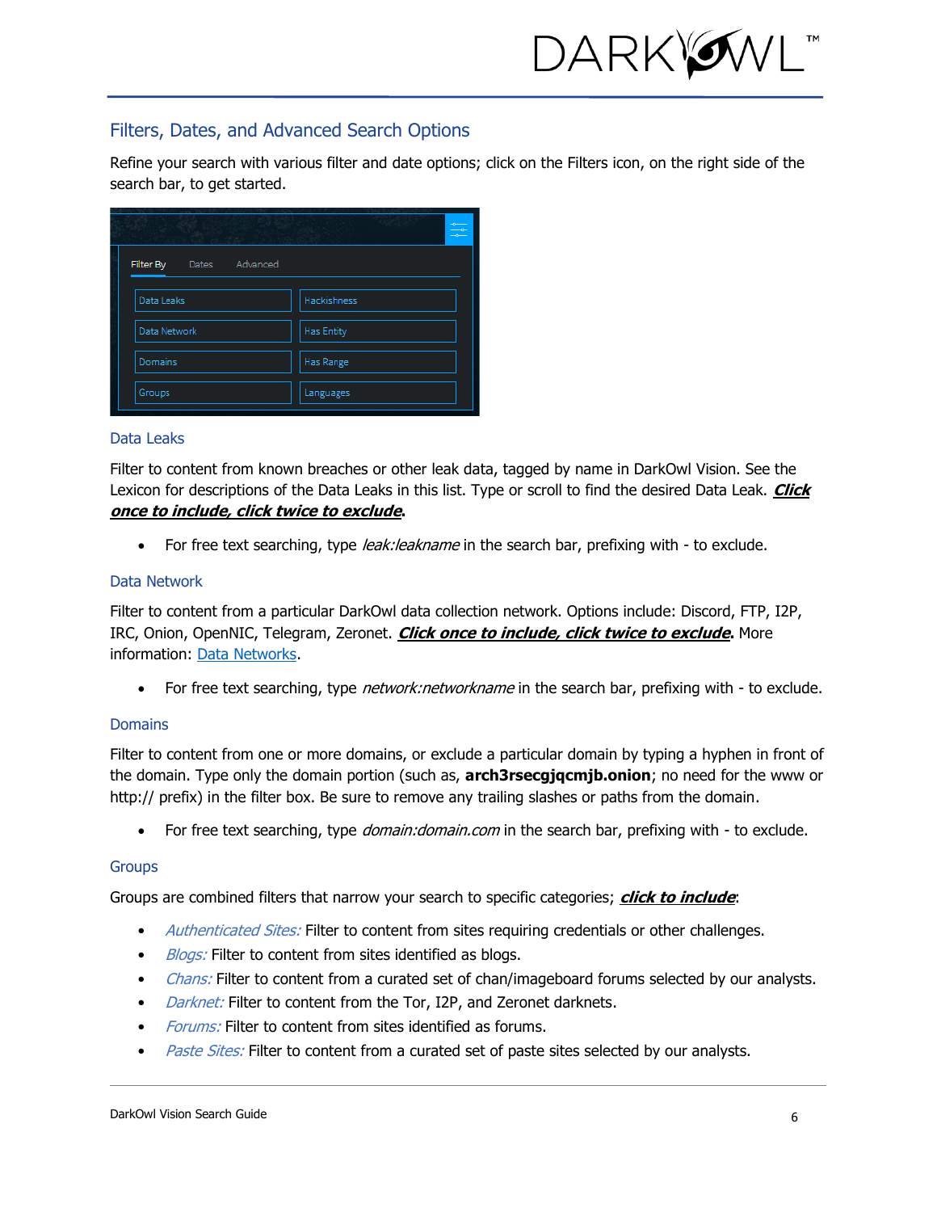## Filters, Dates, and Advanced Search Options

Refine your search with various filter and date options; click on the Filters icon, on the right side of the search bar, to get started.

### Data Leaks

Filter to content from known breaches or other leak data, tagged by name in DarkOwl Vision. See the Lexicon for descriptions of the Data Leaks in this list. Type or scroll to find the desired Data Leak. ***Click once to include, click twice to exclude***.

- For free text searching, type *leak:leakname* in the search bar, prefixing with - to exclude.

### Data Network

Filter to content from a particular DarkOwl data collection network. Options include: Discord, FTP, I2P, IRC, Onion, OpenNIC, Telegram, Zeronet. ***Click once to include, click twice to exclude***. More information: Data Networks.

- For free text searching, type *network:networkname* in the search bar, prefixing with - to exclude.

### Domains

Filter to content from one or more domains, or exclude a particular domain by typing a hyphen in front of the domain. Type only the domain portion (such as, **arch3rsecgjqcmjb.onion**; no need for the www or http:// prefix) in the filter box. Be sure to remove any trailing slashes or paths from the domain.

- For free text searching, type *domain:domain.com* in the search bar, prefixing with - to exclude.

### Groups

Groups are combined filters that narrow your search to specific categories; ***click to include***:

- *Authenticated Sites:* Filter to content from sites requiring credentials or other challenges.
- *Blogs:* Filter to content from sites identified as blogs.
- *Chans:* Filter to content from a curated set of chan/imageboard forums selected by our analysts.
- *Darknet:* Filter to content from the Tor, I2P, and Zeronet darknets.
- *Forums:* Filter to content from sites identified as forums.
- *Paste Sites:* Filter to content from a curated set of paste sites selected by our analysts.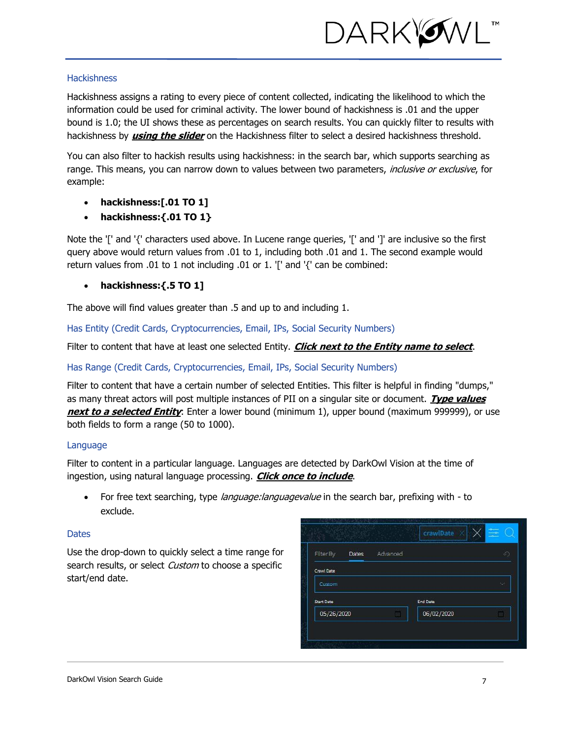### Hackishness

Hackishness assigns a rating to every piece of content collected, indicating the likelihood to which the information could be used for criminal activity. The lower bound of hackishness is .01 and the upper bound is 1.0; the UI shows these as percentages on search results. You can quickly filter to results with hackishness by ***using the slider*** on the Hackishness filter to select a desired hackishness threshold.

You can also filter to hackish results using hackishness: in the search bar, which supports searching as range. This means, you can narrow down to values between two parameters, *inclusive or exclusive*, for example:

- **hackishness:[.01 TO 1]**
- **hackishness:{.01 TO 1}**

Note the '[' and '{' characters used above. In Lucene range queries, '[' and ']' are inclusive so the first query above would return values from .01 to 1, including both .01 and 1. The second example would return values from .01 to 1 not including .01 or 1. '[' and '{' can be combined:

- **hackishness:{.5 TO 1]**

The above will find values greater than .5 and up to and including 1.

### Has Entity (Credit Cards, Cryptocurrencies, Email, IPs, Social Security Numbers)

Filter to content that have at least one selected Entity. ***Click next to the Entity name to select***.

### Has Range (Credit Cards, Cryptocurrencies, Email, IPs, Social Security Numbers)

Filter to content that have a certain number of selected Entities. This filter is helpful in finding "dumps," as many threat actors will post multiple instances of PII on a singular site or document. ***Type values next to a selected Entity***: Enter a lower bound (minimum 1), upper bound (maximum 999999), or use both fields to form a range (50 to 1000).

### Language

Filter to content in a particular language. Languages are detected by DarkOwl Vision at the time of ingestion, using natural language processing. ***Click once to include***.

- For free text searching, type *language:languagevalue* in the search bar, prefixing with - to exclude.

### Dates

Use the drop-down to quickly select a time range for search results, or select *Custom* to choose a specific start/end date.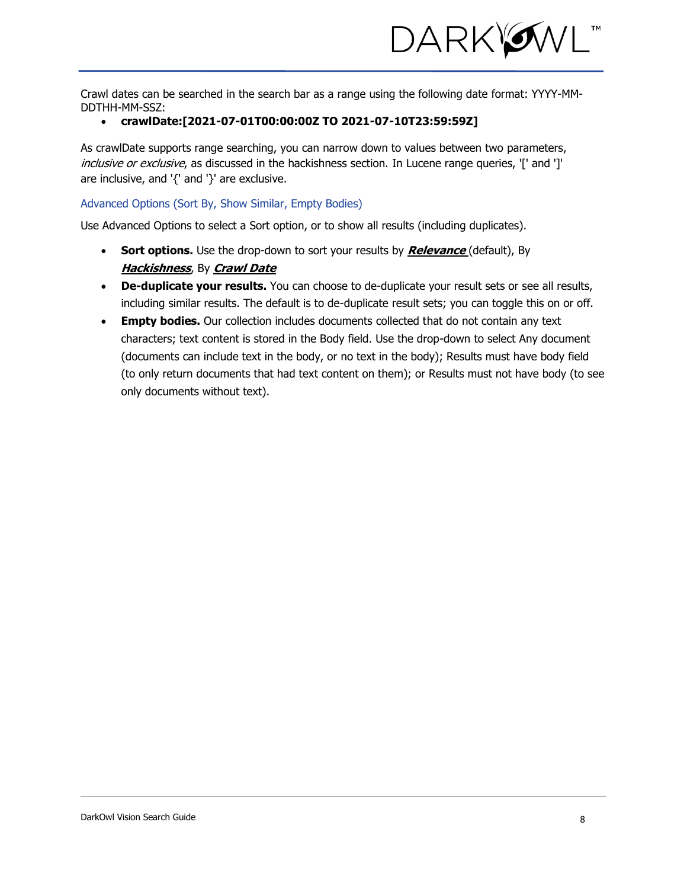Crawl dates can be searched in the search bar as a range using the following date format: YYYY-MM-DDTHH-MM-SSZ:

- **crawlDate:[2021-07-01T00:00:00Z TO 2021-07-10T23:59:59Z]**

As crawlDate supports range searching, you can narrow down to values between two parameters, *inclusive or exclusive*, as discussed in the hackishness section. In Lucene range queries, '[' and ']' are inclusive, and '{' and '}' are exclusive.

### Advanced Options (Sort By, Show Similar, Empty Bodies)

Use Advanced Options to select a Sort option, or to show all results (including duplicates).

- **Sort options.** Use the drop-down to sort your results by ***Relevance*** (default), By ***Hackishness***, By ***Crawl Date***
- **De-duplicate your results.** You can choose to de-duplicate your result sets or see all results, including similar results. The default is to de-duplicate result sets; you can toggle this on or off.
- **Empty bodies.** Our collection includes documents collected that do not contain any text characters; text content is stored in the Body field. Use the drop-down to select Any document (documents can include text in the body, or no text in the body); Results must have body field (to only return documents that had text content on them); or Results must not have body (to see only documents without text).